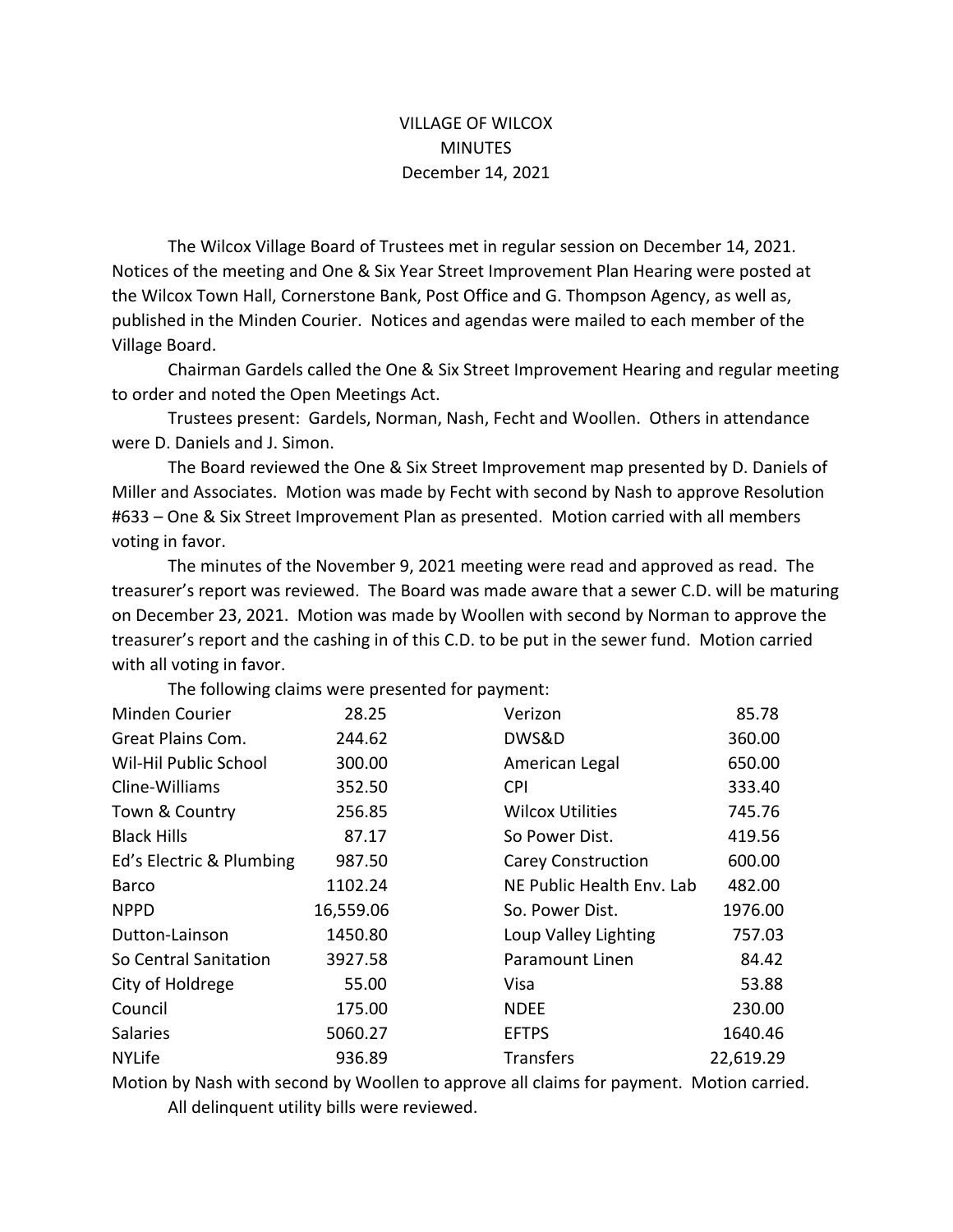# VILLAGE OF WILCOX
## MINUTES
### December 14, 2021

The Wilcox Village Board of Trustees met in regular session on December 14, 2021. Notices of the meeting and One & Six Year Street Improvement Plan Hearing were posted at the Wilcox Town Hall, Cornerstone Bank, Post Office and G. Thompson Agency, as well as, published in the Minden Courier. Notices and agendas were mailed to each member of the Village Board.

Chairman Gardels called the One & Six Street Improvement Hearing and regular meeting to order and noted the Open Meetings Act.

Trustees present: Gardels, Norman, Nash, Fecht and Woollen. Others in attendance were D. Daniels and J. Simon.

The Board reviewed the One & Six Street Improvement map presented by D. Daniels of Miller and Associates. Motion was made by Fecht with second by Nash to approve Resolution #633 – One & Six Street Improvement Plan as presented. Motion carried with all members voting in favor.

The minutes of the November 9, 2021 meeting were read and approved as read. The treasurer's report was reviewed. The Board was made aware that a sewer C.D. will be maturing on December 23, 2021. Motion was made by Woollen with second by Norman to approve the treasurer's report and the cashing in of this C.D. to be put in the sewer fund. Motion carried with all voting in favor.

The following claims were presented for payment:

| | | | |
|---|---|---|---|
| Minden Courier | 28.25 | Verizon | 85.78 |
| Great Plains Com. | 244.62 | DWS&D | 360.00 |
| Wil-Hil Public School | 300.00 | American Legal | 650.00 |
| Cline-Williams | 352.50 | CPI | 333.40 |
| Town & Country | 256.85 | Wilcox Utilities | 745.76 |
| Black Hills | 87.17 | So Power Dist. | 419.56 |
| Ed's Electric & Plumbing | 987.50 | Carey Construction | 600.00 |
| Barco | 1102.24 | NE Public Health Env. Lab | 482.00 |
| NPPD | 16,559.06 | So. Power Dist. | 1976.00 |
| Dutton-Lainson | 1450.80 | Loup Valley Lighting | 757.03 |
| So Central Sanitation | 3927.58 | Paramount Linen | 84.42 |
| City of Holdrege | 55.00 | Visa | 53.88 |
| Council | 175.00 | NDEE | 230.00 |
| Salaries | 5060.27 | EFTPS | 1640.46 |
| NYLife | 936.89 | Transfers | 22,619.29 |

Motion by Nash with second by Woollen to approve all claims for payment. Motion carried.

All delinquent utility bills were reviewed.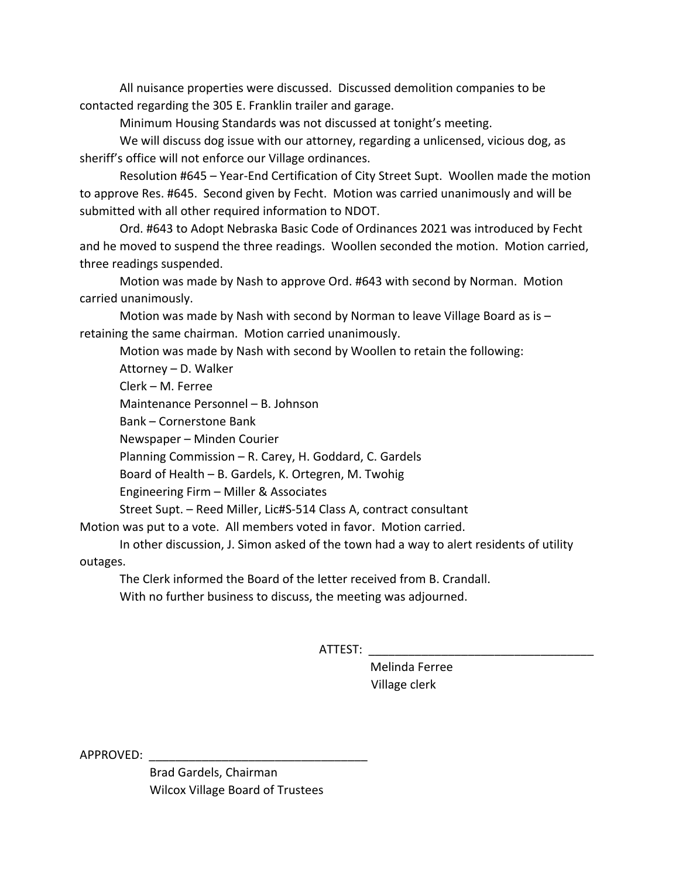All nuisance properties were discussed. Discussed demolition companies to be contacted regarding the 305 E. Franklin trailer and garage.

Minimum Housing Standards was not discussed at tonight's meeting.

We will discuss dog issue with our attorney, regarding a unlicensed, vicious dog, as sheriff's office will not enforce our Village ordinances.

Resolution #645 – Year-End Certification of City Street Supt. Woollen made the motion to approve Res. #645. Second given by Fecht. Motion was carried unanimously and will be submitted with all other required information to NDOT.

Ord. #643 to Adopt Nebraska Basic Code of Ordinances 2021 was introduced by Fecht and he moved to suspend the three readings. Woollen seconded the motion. Motion carried, three readings suspended.

Motion was made by Nash to approve Ord. #643 with second by Norman. Motion carried unanimously.

Motion was made by Nash with second by Norman to leave Village Board as is – retaining the same chairman. Motion carried unanimously.

Motion was made by Nash with second by Woollen to retain the following:

Attorney – D. Walker

Clerk – M. Ferree

Maintenance Personnel – B. Johnson

Bank – Cornerstone Bank

Newspaper – Minden Courier

Planning Commission – R. Carey, H. Goddard, C. Gardels

Board of Health – B. Gardels, K. Ortegren, M. Twohig

Engineering Firm – Miller & Associates

Street Supt. – Reed Miller, Lic#S-514 Class A, contract consultant

Motion was put to a vote. All members voted in favor. Motion carried.

In other discussion, J. Simon asked of the town had a way to alert residents of utility outages.

The Clerk informed the Board of the letter received from B. Crandall.

With no further business to discuss, the meeting was adjourned.

ATTEST: ___________________________________
Melinda Ferree
Village clerk

APPROVED: _________________________________
Brad Gardels, Chairman
Wilcox Village Board of Trustees